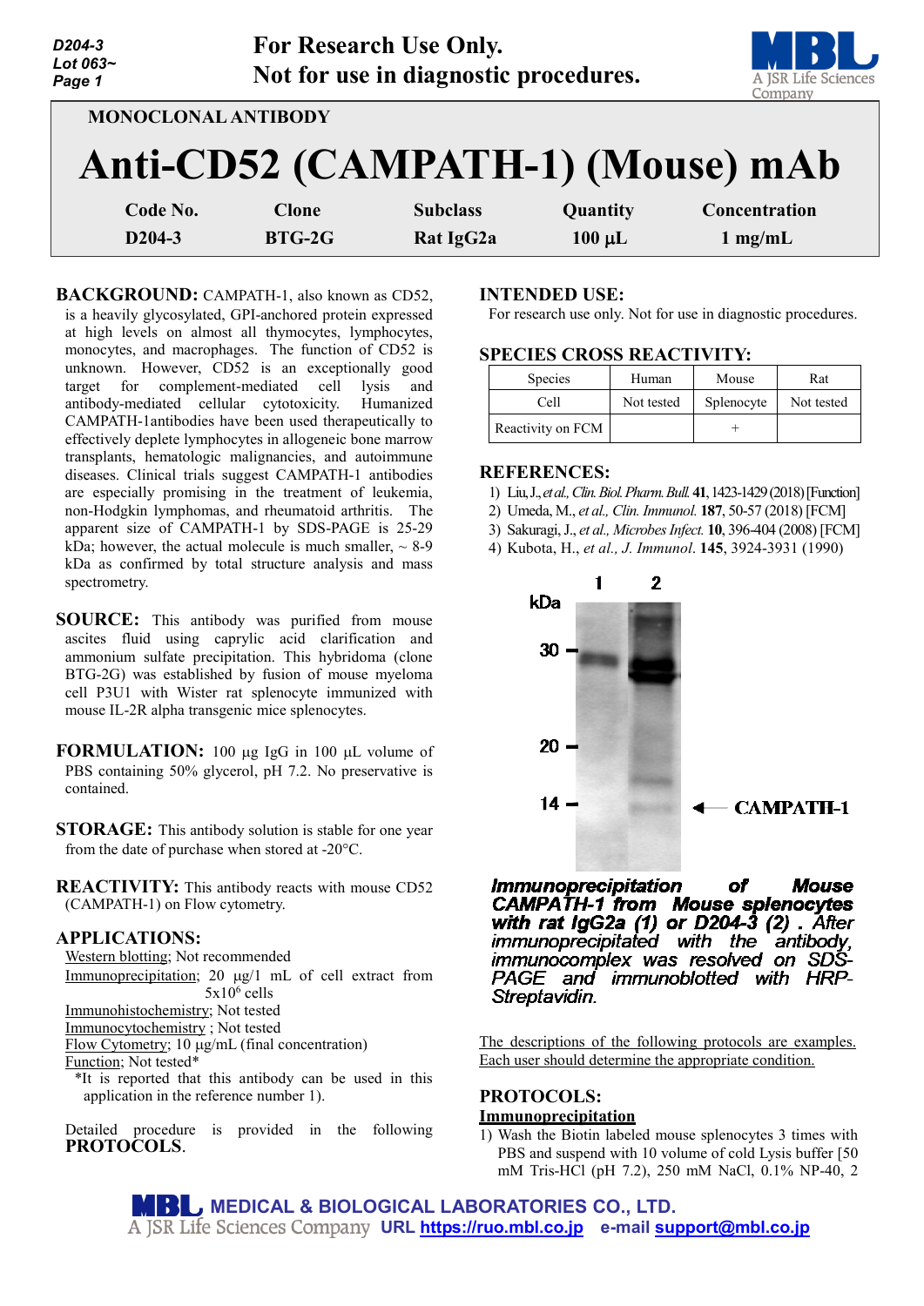For Research Use Only.
Not for use in diagnostic procedures.

MONOCLONAL ANTIBODY

# Anti-CD52 (CAMPATH-1) (Mouse) mAb

| Code No. | Clone | Subclass | Quantity | Concentration |
|---|---|---|---|---|
| D204-3 | BTG-2G | Rat IgG2a | 100 µL | 1 mg/mL |

**BACKGROUND:** CAMPATH-1, also known as CD52, is a heavily glycosylated, GPI-anchored protein expressed at high levels on almost all thymocytes, lymphocytes, monocytes, and macrophages. The function of CD52 is unknown. However, CD52 is an exceptionally good target for complement-mediated cell lysis and antibody-mediated cellular cytotoxicity. Humanized CAMPATH-1antibodies have been used therapeutically to effectively deplete lymphocytes in allogeneic bone marrow transplants, hematologic malignancies, and autoimmune diseases. Clinical trials suggest CAMPATH-1 antibodies are especially promising in the treatment of leukemia, non-Hodgkin lymphomas, and rheumatoid arthritis. The apparent size of CAMPATH-1 by SDS-PAGE is 25-29 kDa; however, the actual molecule is much smaller, ~ 8-9 kDa as confirmed by total structure analysis and mass spectrometry.

**SOURCE:** This antibody was purified from mouse ascites fluid using caprylic acid clarification and ammonium sulfate precipitation. This hybridoma (clone BTG-2G) was established by fusion of mouse myeloma cell P3U1 with Wister rat splenocyte immunized with mouse IL-2R alpha transgenic mice splenocytes.

**FORMULATION:** 100 µg IgG in 100 µL volume of PBS containing 50% glycerol, pH 7.2. No preservative is contained.

**STORAGE:** This antibody solution is stable for one year from the date of purchase when stored at -20°C.

**REACTIVITY:** This antibody reacts with mouse CD52 (CAMPATH-1) on Flow cytometry.

**APPLICATIONS:**

Western blotting; Not recommended
Immunoprecipitation; 20 µg/1 mL of cell extract from $5 \times 10^6$ cells
Immunohistochemistry; Not tested
Immunocytochemistry ; Not tested
Flow Cytometry; 10 µg/mL (final concentration)
Function; Not tested*
*It is reported that this antibody can be used in this application in the reference number 1).

Detailed procedure is provided in the following **PROTOCOLS**.

**INTENDED USE:**
For research use only. Not for use in diagnostic procedures.

**SPECIES CROSS REACTIVITY:**

| Species | Human | Mouse | Rat |
|---|---|---|---|
| Cell | Not tested | Splenocyte | Not tested |
| Reactivity on FCM | | + | |

**REFERENCES:**

1) Liu, J., *et al., Clin. Biol. Pharm. Bull.* **41**, 1423-1429 (2018) [Function]
2) Umeda, M., *et al., Clin. Immunol.* **187**, 50-57 (2018) [FCM]
3) Sakuragi, J., *et al., Microbes Infect.* **10**, 396-404 (2008) [FCM]
4) Kubota, H., *et al., J. Immunol*. **145**, 3924-3931 (1990)

1 2
kDa
30
20
14
CAMPATH-1

***Immunoprecipitation of Mouse CAMPATH-1 from Mouse splenocytes with rat IgG2a (1) or D204-3 (2) . After immunoprecipitated with the antibody, immunocomplex was resolved on SDS-PAGE and immunoblotted with HRP-Streptavidin.***

The descriptions of the following protocols are examples. Each user should determine the appropriate condition.

**PROTOCOLS:**

**Immunoprecipitation**

1) Wash the Biotin labeled mouse splenocytes 3 times with PBS and suspend with 10 volume of cold Lysis buffer [50 mM Tris-HCl (pH 7.2), 250 mM NaCl, 0.1% NP-40, 2

MEDICAL & BIOLOGICAL LABORATORIES CO., LTD.
A JSR Life Sciences Company URL https://ruo.mbl.co.jp e-mail support@mbl.co.jp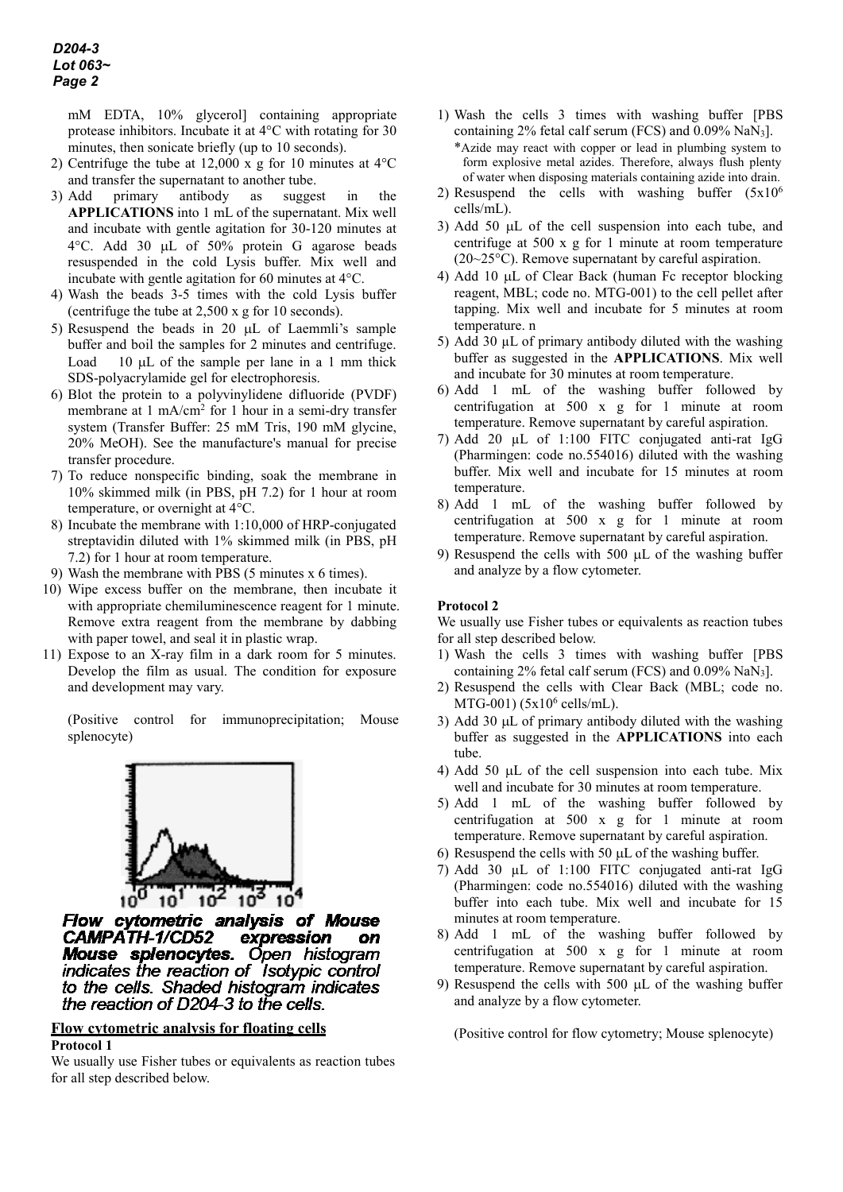mM EDTA, 10% glycerol] containing appropriate protease inhibitors. Incubate it at 4°C with rotating for 30 minutes, then sonicate briefly (up to 10 seconds).

2) Centrifuge the tube at 12,000 x g for 10 minutes at 4°C and transfer the supernatant to another tube.
3) Add primary antibody as suggest in the **APPLICATIONS** into 1 mL of the supernatant. Mix well and incubate with gentle agitation for 30-120 minutes at 4°C. Add 30 μL of 50% protein G agarose beads resuspended in the cold Lysis buffer. Mix well and incubate with gentle agitation for 60 minutes at 4°C.
4) Wash the beads 3-5 times with the cold Lysis buffer (centrifuge the tube at 2,500 x g for 10 seconds).
5) Resuspend the beads in 20 μL of Laemmli's sample buffer and boil the samples for 2 minutes and centrifuge. Load 10 μL of the sample per lane in a 1 mm thick SDS-polyacrylamide gel for electrophoresis.
6) Blot the protein to a polyvinylidene difluoride (PVDF) membrane at 1 mA/cm$^2$ for 1 hour in a semi-dry transfer system (Transfer Buffer: 25 mM Tris, 190 mM glycine, 20% MeOH). See the manufacture's manual for precise transfer procedure.
7) To reduce nonspecific binding, soak the membrane in 10% skimmed milk (in PBS, pH 7.2) for 1 hour at room temperature, or overnight at 4°C.
8) Incubate the membrane with 1:10,000 of HRP-conjugated streptavidin diluted with 1% skimmed milk (in PBS, pH 7.2) for 1 hour at room temperature.
9) Wash the membrane with PBS (5 minutes x 6 times).
10) Wipe excess buffer on the membrane, then incubate it with appropriate chemiluminescence reagent for 1 minute. Remove extra reagent from the membrane by dabbing with paper towel, and seal it in plastic wrap.
11) Expose to an X-ray film in a dark room for 5 minutes. Develop the film as usual. The condition for exposure and development may vary.

(Positive control for immunoprecipitation; Mouse splenocyte)

10$^0$ 10$^1$ 10$^2$ 10$^3$ 10$^4$

***Flow cytometric analysis of Mouse CAMPATH-1/CD52 expression on Mouse splenocytes.*** *Open histogram indicates the reaction of Isotypic control to the cells. Shaded histogram indicates the reaction of D204-3 to the cells.*

## Flow cytometric analysis for floating cells

**Protocol 1**

We usually use Fisher tubes or equivalents as reaction tubes for all step described below.

1) Wash the cells 3 times with washing buffer [PBS containing 2% fetal calf serum (FCS) and 0.09% $NaN_3$].
   *Azide may react with copper or lead in plumbing system to form explosive metal azides. Therefore, always flush plenty of water when disposing materials containing azide into drain.
2) Resuspend the cells with washing buffer (5x10$^6$ cells/mL).
3) Add 50 μL of the cell suspension into each tube, and centrifuge at 500 x g for 1 minute at room temperature (20~25°C). Remove supernatant by careful aspiration.
4) Add 10 μL of Clear Back (human Fc receptor blocking reagent, MBL; code no. MTG-001) to the cell pellet after tapping. Mix well and incubate for 5 minutes at room temperature. n
5) Add 30 μL of primary antibody diluted with the washing buffer as suggested in the **APPLICATIONS**. Mix well and incubate for 30 minutes at room temperature.
6) Add 1 mL of the washing buffer followed by centrifugation at 500 x g for 1 minute at room temperature. Remove supernatant by careful aspiration.
7) Add 20 μL of 1:100 FITC conjugated anti-rat IgG (Pharmingen: code no.554016) diluted with the washing buffer. Mix well and incubate for 15 minutes at room temperature.
8) Add 1 mL of the washing buffer followed by centrifugation at 500 x g for 1 minute at room temperature. Remove supernatant by careful aspiration.
9) Resuspend the cells with 500 μL of the washing buffer and analyze by a flow cytometer.

**Protocol 2**

We usually use Fisher tubes or equivalents as reaction tubes for all step described below.

1) Wash the cells 3 times with washing buffer [PBS containing 2% fetal calf serum (FCS) and 0.09% $NaN_3$].
2) Resuspend the cells with Clear Back (MBL; code no. MTG-001) (5x10$^6$ cells/mL).
3) Add 30 μL of primary antibody diluted with the washing buffer as suggested in the **APPLICATIONS** into each tube.
4) Add 50 μL of the cell suspension into each tube. Mix well and incubate for 30 minutes at room temperature.
5) Add 1 mL of the washing buffer followed by centrifugation at 500 x g for 1 minute at room temperature. Remove supernatant by careful aspiration.
6) Resuspend the cells with 50 μL of the washing buffer.
7) Add 30 μL of 1:100 FITC conjugated anti-rat IgG (Pharmingen: code no.554016) diluted with the washing buffer into each tube. Mix well and incubate for 15 minutes at room temperature.
8) Add 1 mL of the washing buffer followed by centrifugation at 500 x g for 1 minute at room temperature. Remove supernatant by careful aspiration.
9) Resuspend the cells with 500 μL of the washing buffer and analyze by a flow cytometer.

(Positive control for flow cytometry; Mouse splenocyte)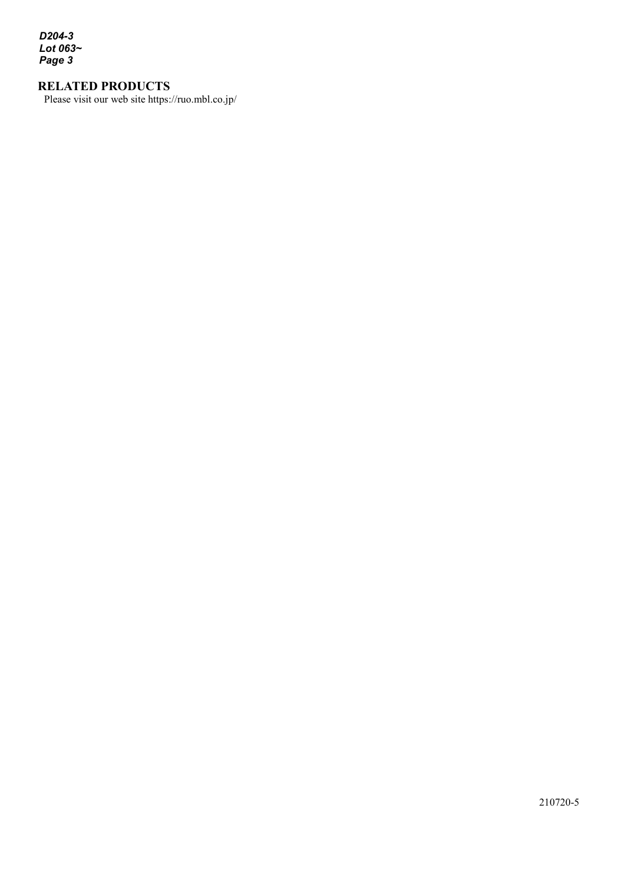## RELATED PRODUCTS

Please visit our web site https://ruo.mbl.co.jp/